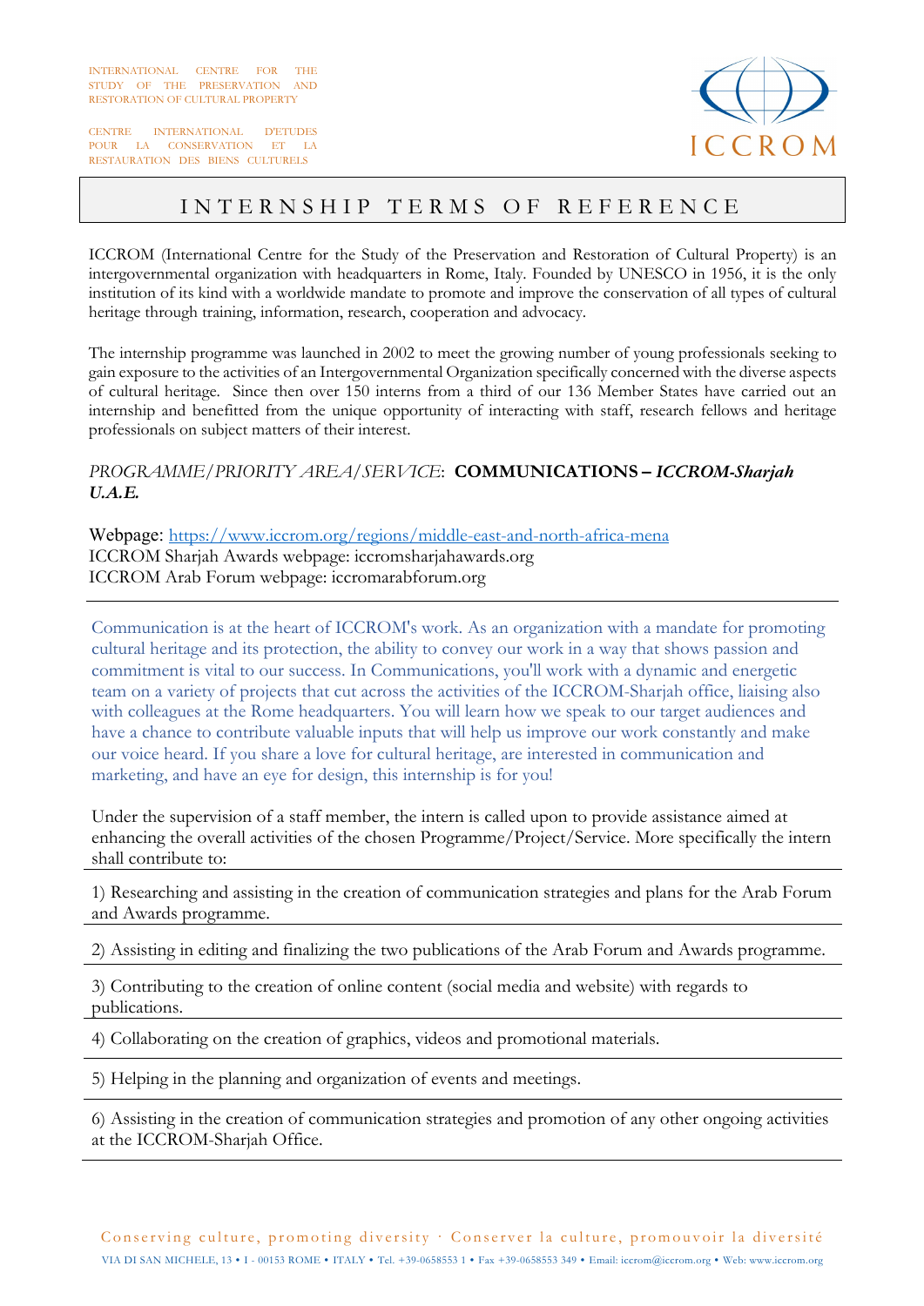INTERNATIONAL CENTRE FOR THE STUDY OF THE PRESERVATION AND RESTORATION OF CULTURAL PROPERTY

CENTRE INTERNATIONAL D'ETUDES POUR LA CONSERVATION ET LA RESTAURATION DES BIENS CULTURELS

ICCROM

# INTERNSHIP TERMS OF REFERENCE

ICCROM (International Centre for the Study of the Preservation and Restoration of Cultural Property) is an intergovernmental organization with headquarters in Rome, Italy. Founded by UNESCO in 1956, it is the only institution of its kind with a worldwide mandate to promote and improve the conservation of all types of cultural heritage through training, information, research, cooperation and advocacy.

The internship programme was launched in 2002 to meet the growing number of young professionals seeking to gain exposure to the activities of an Intergovernmental Organization specifically concerned with the diverse aspects of cultural heritage. Since then over 150 interns from a third of our 136 Member States have carried out an internship and benefitted from the unique opportunity of interacting with staff, research fellows and heritage professionals on subject matters of their interest.

*PROGRAMME/PRIORITY AREA/SERVICE*: **COMMUNICATIONS – *ICCROM-Sharjah U.A.E.***

Webpage: https://www.iccrom.org/regions/middle-east-and-north-africa-mena
ICCROM Sharjah Awards webpage: iccromsharjahawards.org
ICCROM Arab Forum webpage: iccromarabforum.org

---

Communication is at the heart of ICCROM's work. As an organization with a mandate for promoting cultural heritage and its protection, the ability to convey our work in a way that shows passion and commitment is vital to our success. In Communications, you'll work with a dynamic and energetic team on a variety of projects that cut across the activities of the ICCROM-Sharjah office, liaising also with colleagues at the Rome headquarters. You will learn how we speak to our target audiences and have a chance to contribute valuable inputs that will help us improve our work constantly and make our voice heard. If you share a love for cultural heritage, are interested in communication and marketing, and have an eye for design, this internship is for you!

Under the supervision of a staff member, the intern is called upon to provide assistance aimed at enhancing the overall activities of the chosen Programme/Project/Service. More specifically the intern shall contribute to:

1) Researching and assisting in the creation of communication strategies and plans for the Arab Forum and Awards programme.

2) Assisting in editing and finalizing the two publications of the Arab Forum and Awards programme.

3) Contributing to the creation of online content (social media and website) with regards to publications.

4) Collaborating on the creation of graphics, videos and promotional materials.

5) Helping in the planning and organization of events and meetings.

6) Assisting in the creation of communication strategies and promotion of any other ongoing activities at the ICCROM-Sharjah Office.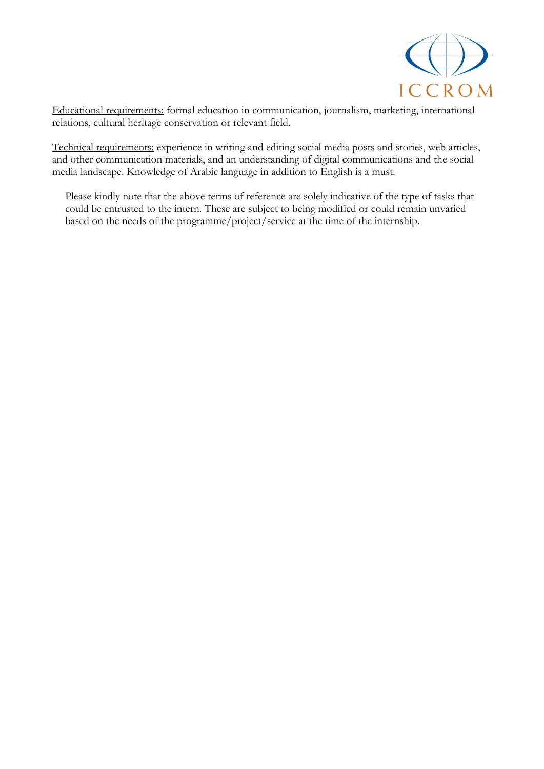Educational requirements: formal education in communication, journalism, marketing, international relations, cultural heritage conservation or relevant field.

Technical requirements: experience in writing and editing social media posts and stories, web articles, and other communication materials, and an understanding of digital communications and the social media landscape. Knowledge of Arabic language in addition to English is a must.

Please kindly note that the above terms of reference are solely indicative of the type of tasks that could be entrusted to the intern. These are subject to being modified or could remain unvaried based on the needs of the programme/project/service at the time of the internship.